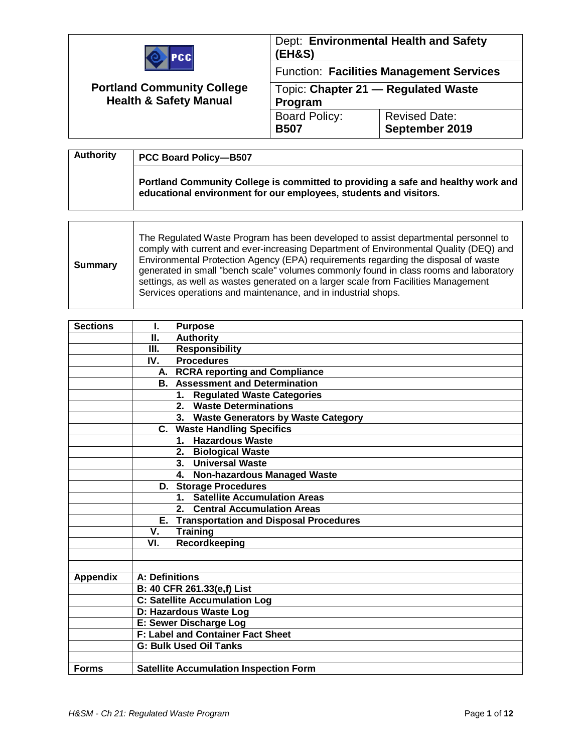| Portland Community College Health & Safety Manual | Dept: **Environmental Health and Safety (EH&S)** | |
|---|---|---|
| | Function: **Facilities Management Services** | |
| | Topic: **Chapter 21 — Regulated Waste Program** | |
| | Board Policy: **B507** | Revised Date: **September 2019** |

| **Authority** | **PCC Board Policy—B507** |
|---|---|
| | **Portland Community College is committed to providing a safe and healthy work and educational environment for our employees, students and visitors.** |

| **Summary** | The Regulated Waste Program has been developed to assist departmental personnel to comply with current and ever-increasing Department of Environmental Quality (DEQ) and Environmental Protection Agency (EPA) requirements regarding the disposal of waste generated in small "bench scale" volumes commonly found in class rooms and laboratory settings, as well as wastes generated on a larger scale from Facilities Management Services operations and maintenance, and in industrial shops. |
|---|---|

| **Sections** | **I. Purpose** |
|---|---|
| | **II. Authority** |
| | **III. Responsibility** |
| | **IV. Procedures** |
| | **A. RCRA reporting and Compliance** |
| | **B. Assessment and Determination** |
| | **1. Regulated Waste Categories** |
| | **2. Waste Determinations** |
| | **3. Waste Generators by Waste Category** |
| | **C. Waste Handling Specifics** |
| | **1. Hazardous Waste** |
| | **2. Biological Waste** |
| | **3. Universal Waste** |
| | **4. Non-hazardous Managed Waste** |
| | **D. Storage Procedures** |
| | **1. Satellite Accumulation Areas** |
| | **2. Central Accumulation Areas** |
| | **E. Transportation and Disposal Procedures** |
| | **V. Training** |
| | **VI. Recordkeeping** |
| | |
| | |
| **Appendix** | **A: Definitions** |
| | **B: 40 CFR 261.33(e,f) List** |
| | **C: Satellite Accumulation Log** |
| | **D: Hazardous Waste Log** |
| | **E: Sewer Discharge Log** |
| | **F: Label and Container Fact Sheet** |
| | **G: Bulk Used Oil Tanks** |
| | |
| **Forms** | **Satellite Accumulation Inspection Form** |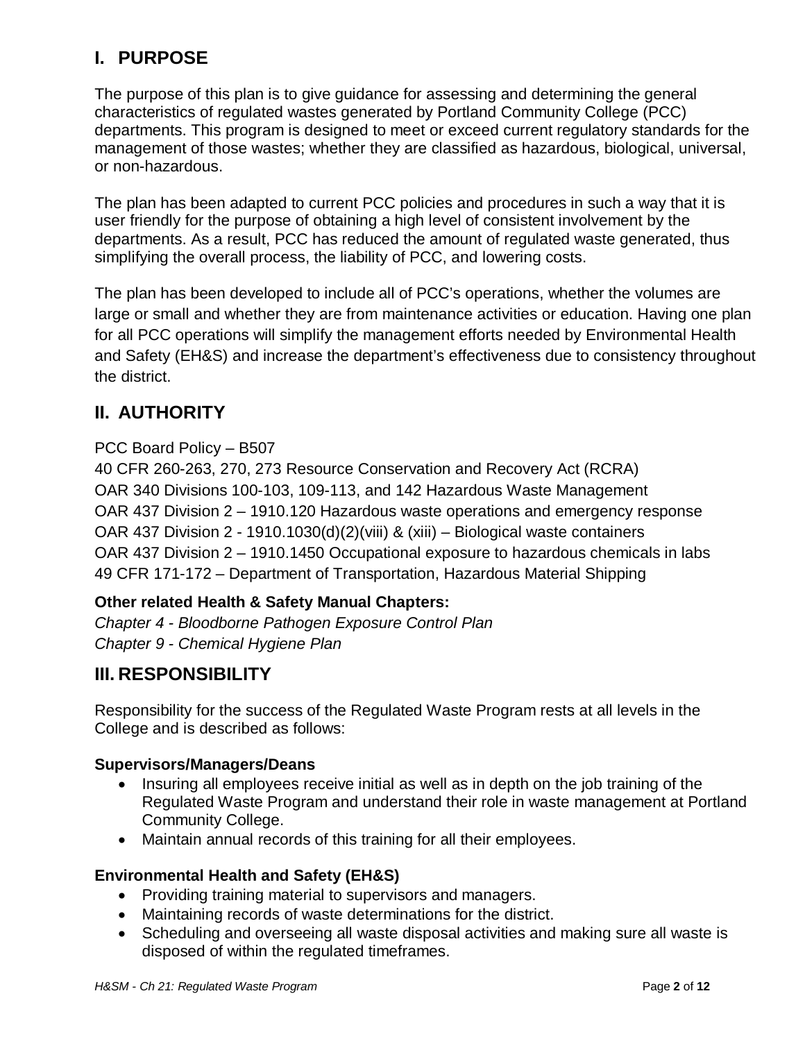## I. PURPOSE

The purpose of this plan is to give guidance for assessing and determining the general characteristics of regulated wastes generated by Portland Community College (PCC) departments. This program is designed to meet or exceed current regulatory standards for the management of those wastes; whether they are classified as hazardous, biological, universal, or non-hazardous.

The plan has been adapted to current PCC policies and procedures in such a way that it is user friendly for the purpose of obtaining a high level of consistent involvement by the departments. As a result, PCC has reduced the amount of regulated waste generated, thus simplifying the overall process, the liability of PCC, and lowering costs.

The plan has been developed to include all of PCC's operations, whether the volumes are large or small and whether they are from maintenance activities or education. Having one plan for all PCC operations will simplify the management efforts needed by Environmental Health and Safety (EH&S) and increase the department's effectiveness due to consistency throughout the district.

## II. AUTHORITY

PCC Board Policy – B507
40 CFR 260-263, 270, 273 Resource Conservation and Recovery Act (RCRA)
OAR 340 Divisions 100-103, 109-113, and 142 Hazardous Waste Management
OAR 437 Division 2 – 1910.120 Hazardous waste operations and emergency response
OAR 437 Division 2 - 1910.1030(d)(2)(viii) & (xiii) – Biological waste containers
OAR 437 Division 2 – 1910.1450 Occupational exposure to hazardous chemicals in labs
49 CFR 171-172 – Department of Transportation, Hazardous Material Shipping

**Other related Health & Safety Manual Chapters:**
*Chapter 4 - Bloodborne Pathogen Exposure Control Plan*
*Chapter 9 - Chemical Hygiene Plan*

## III. RESPONSIBILITY

Responsibility for the success of the Regulated Waste Program rests at all levels in the College and is described as follows:

**Supervisors/Managers/Deans**

- Insuring all employees receive initial as well as in depth on the job training of the Regulated Waste Program and understand their role in waste management at Portland Community College.
- Maintain annual records of this training for all their employees.

**Environmental Health and Safety (EH&S)**

- Providing training material to supervisors and managers.
- Maintaining records of waste determinations for the district.
- Scheduling and overseeing all waste disposal activities and making sure all waste is disposed of within the regulated timeframes.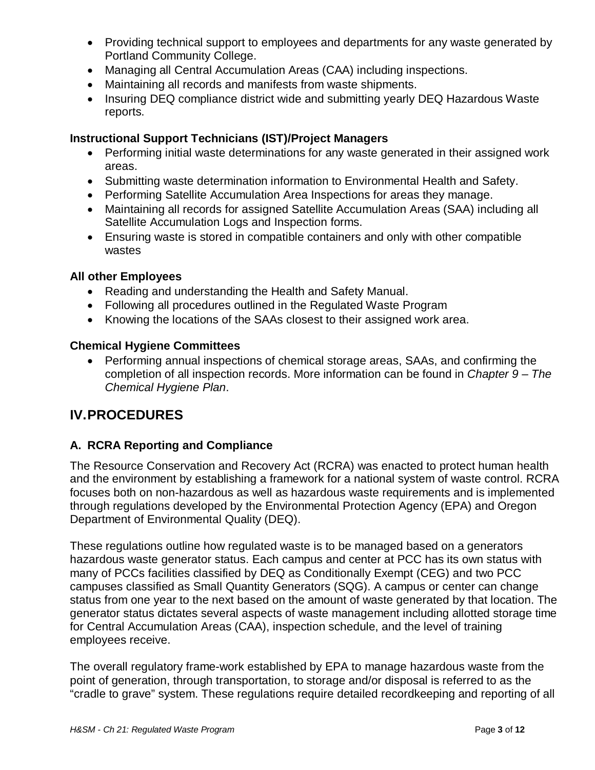- Providing technical support to employees and departments for any waste generated by Portland Community College.
- Managing all Central Accumulation Areas (CAA) including inspections.
- Maintaining all records and manifests from waste shipments.
- Insuring DEQ compliance district wide and submitting yearly DEQ Hazardous Waste reports.

### Instructional Support Technicians (IST)/Project Managers

- Performing initial waste determinations for any waste generated in their assigned work areas.
- Submitting waste determination information to Environmental Health and Safety.
- Performing Satellite Accumulation Area Inspections for areas they manage.
- Maintaining all records for assigned Satellite Accumulation Areas (SAA) including all Satellite Accumulation Logs and Inspection forms.
- Ensuring waste is stored in compatible containers and only with other compatible wastes

### All other Employees

- Reading and understanding the Health and Safety Manual.
- Following all procedures outlined in the Regulated Waste Program
- Knowing the locations of the SAAs closest to their assigned work area.

### Chemical Hygiene Committees

- Performing annual inspections of chemical storage areas, SAAs, and confirming the completion of all inspection records. More information can be found in *Chapter 9 – The Chemical Hygiene Plan*.

## IV. PROCEDURES

### A. RCRA Reporting and Compliance

The Resource Conservation and Recovery Act (RCRA) was enacted to protect human health and the environment by establishing a framework for a national system of waste control. RCRA focuses both on non-hazardous as well as hazardous waste requirements and is implemented through regulations developed by the Environmental Protection Agency (EPA) and Oregon Department of Environmental Quality (DEQ).

These regulations outline how regulated waste is to be managed based on a generators hazardous waste generator status. Each campus and center at PCC has its own status with many of PCCs facilities classified by DEQ as Conditionally Exempt (CEG) and two PCC campuses classified as Small Quantity Generators (SQG). A campus or center can change status from one year to the next based on the amount of waste generated by that location. The generator status dictates several aspects of waste management including allotted storage time for Central Accumulation Areas (CAA), inspection schedule, and the level of training employees receive.

The overall regulatory frame-work established by EPA to manage hazardous waste from the point of generation, through transportation, to storage and/or disposal is referred to as the "cradle to grave" system. These regulations require detailed recordkeeping and reporting of all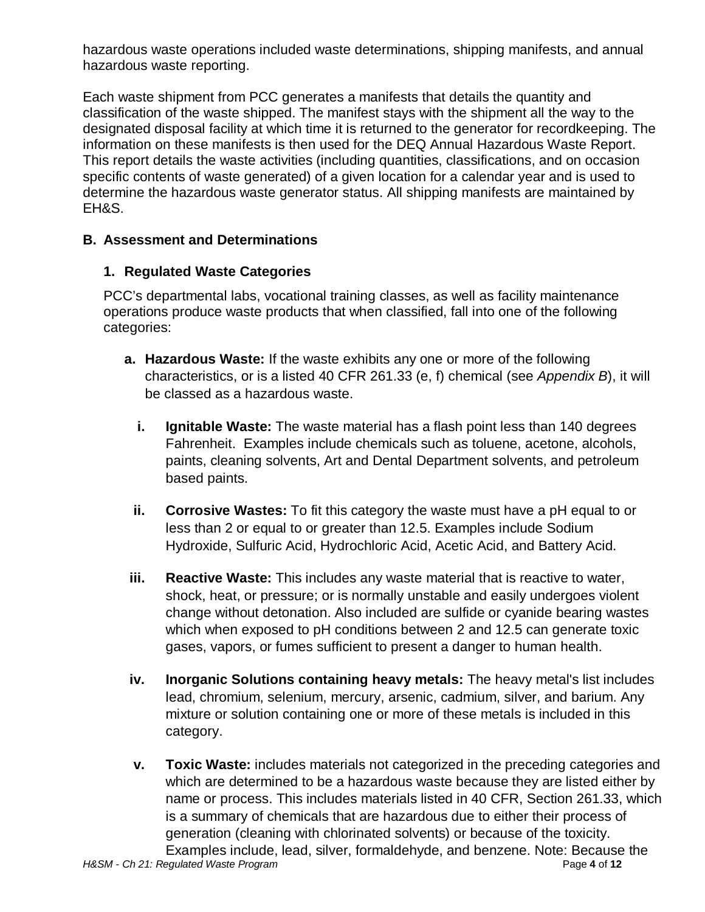hazardous waste operations included waste determinations, shipping manifests, and annual hazardous waste reporting.

Each waste shipment from PCC generates a manifests that details the quantity and classification of the waste shipped. The manifest stays with the shipment all the way to the designated disposal facility at which time it is returned to the generator for recordkeeping. The information on these manifests is then used for the DEQ Annual Hazardous Waste Report. This report details the waste activities (including quantities, classifications, and on occasion specific contents of waste generated) of a given location for a calendar year and is used to determine the hazardous waste generator status. All shipping manifests are maintained by EH&S.

### B. Assessment and Determinations

#### 1. Regulated Waste Categories

PCC's departmental labs, vocational training classes, as well as facility maintenance operations produce waste products that when classified, fall into one of the following categories:

**a. Hazardous Waste:** If the waste exhibits any one or more of the following characteristics, or is a listed 40 CFR 261.33 (e, f) chemical (see *Appendix B*), it will be classed as a hazardous waste.

- **i. Ignitable Waste:** The waste material has a flash point less than 140 degrees Fahrenheit. Examples include chemicals such as toluene, acetone, alcohols, paints, cleaning solvents, Art and Dental Department solvents, and petroleum based paints.

- **ii. Corrosive Wastes:** To fit this category the waste must have a pH equal to or less than 2 or equal to or greater than 12.5. Examples include Sodium Hydroxide, Sulfuric Acid, Hydrochloric Acid, Acetic Acid, and Battery Acid.

- **iii. Reactive Waste:** This includes any waste material that is reactive to water, shock, heat, or pressure; or is normally unstable and easily undergoes violent change without detonation. Also included are sulfide or cyanide bearing wastes which when exposed to pH conditions between 2 and 12.5 can generate toxic gases, vapors, or fumes sufficient to present a danger to human health.

- **iv. Inorganic Solutions containing heavy metals:** The heavy metal's list includes lead, chromium, selenium, mercury, arsenic, cadmium, silver, and barium. Any mixture or solution containing one or more of these metals is included in this category.

- **v. Toxic Waste:** includes materials not categorized in the preceding categories and which are determined to be a hazardous waste because they are listed either by name or process. This includes materials listed in 40 CFR, Section 261.33, which is a summary of chemicals that are hazardous due to either their process of generation (cleaning with chlorinated solvents) or because of the toxicity. Examples include, lead, silver, formaldehyde, and benzene. Note: Because the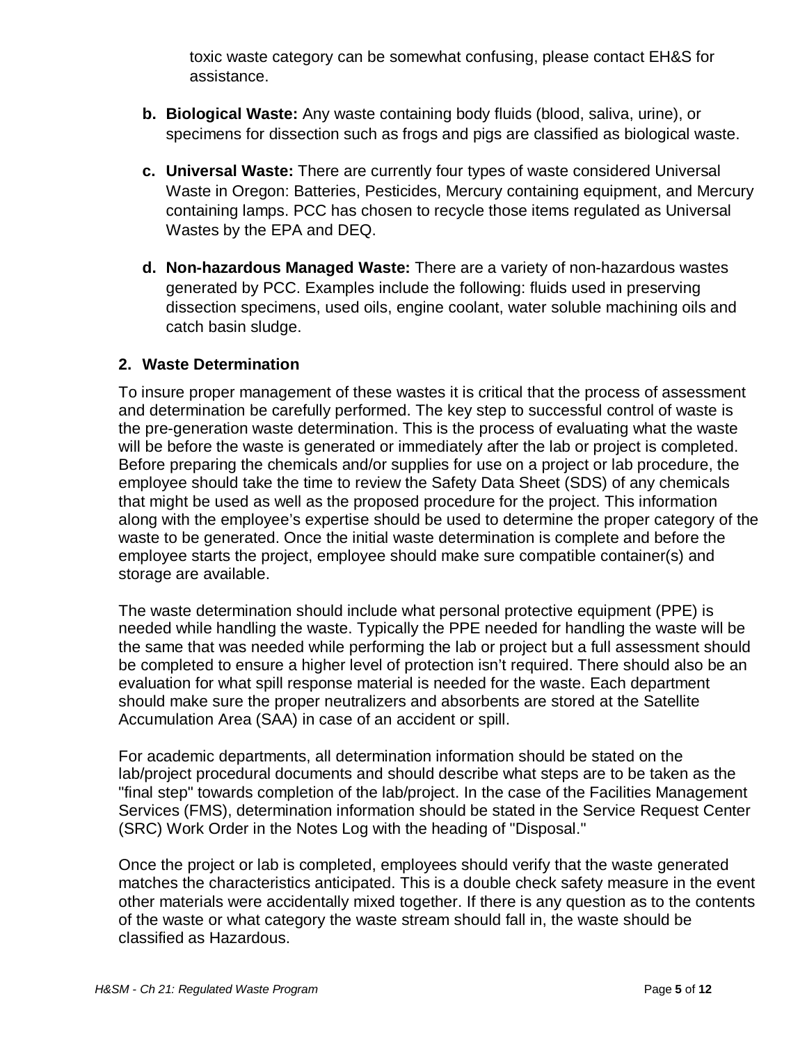toxic waste category can be somewhat confusing, please contact EH&S for assistance.

b. **Biological Waste:** Any waste containing body fluids (blood, saliva, urine), or specimens for dissection such as frogs and pigs are classified as biological waste.

c. **Universal Waste:** There are currently four types of waste considered Universal Waste in Oregon: Batteries, Pesticides, Mercury containing equipment, and Mercury containing lamps. PCC has chosen to recycle those items regulated as Universal Wastes by the EPA and DEQ.

d. **Non-hazardous Managed Waste:** There are a variety of non-hazardous wastes generated by PCC. Examples include the following: fluids used in preserving dissection specimens, used oils, engine coolant, water soluble machining oils and catch basin sludge.

### 2. Waste Determination

To insure proper management of these wastes it is critical that the process of assessment and determination be carefully performed. The key step to successful control of waste is the pre-generation waste determination. This is the process of evaluating what the waste will be before the waste is generated or immediately after the lab or project is completed. Before preparing the chemicals and/or supplies for use on a project or lab procedure, the employee should take the time to review the Safety Data Sheet (SDS) of any chemicals that might be used as well as the proposed procedure for the project. This information along with the employee's expertise should be used to determine the proper category of the waste to be generated. Once the initial waste determination is complete and before the employee starts the project, employee should make sure compatible container(s) and storage are available.

The waste determination should include what personal protective equipment (PPE) is needed while handling the waste. Typically the PPE needed for handling the waste will be the same that was needed while performing the lab or project but a full assessment should be completed to ensure a higher level of protection isn't required. There should also be an evaluation for what spill response material is needed for the waste. Each department should make sure the proper neutralizers and absorbents are stored at the Satellite Accumulation Area (SAA) in case of an accident or spill.

For academic departments, all determination information should be stated on the lab/project procedural documents and should describe what steps are to be taken as the "final step" towards completion of the lab/project. In the case of the Facilities Management Services (FMS), determination information should be stated in the Service Request Center (SRC) Work Order in the Notes Log with the heading of "Disposal."

Once the project or lab is completed, employees should verify that the waste generated matches the characteristics anticipated. This is a double check safety measure in the event other materials were accidentally mixed together. If there is any question as to the contents of the waste or what category the waste stream should fall in, the waste should be classified as Hazardous.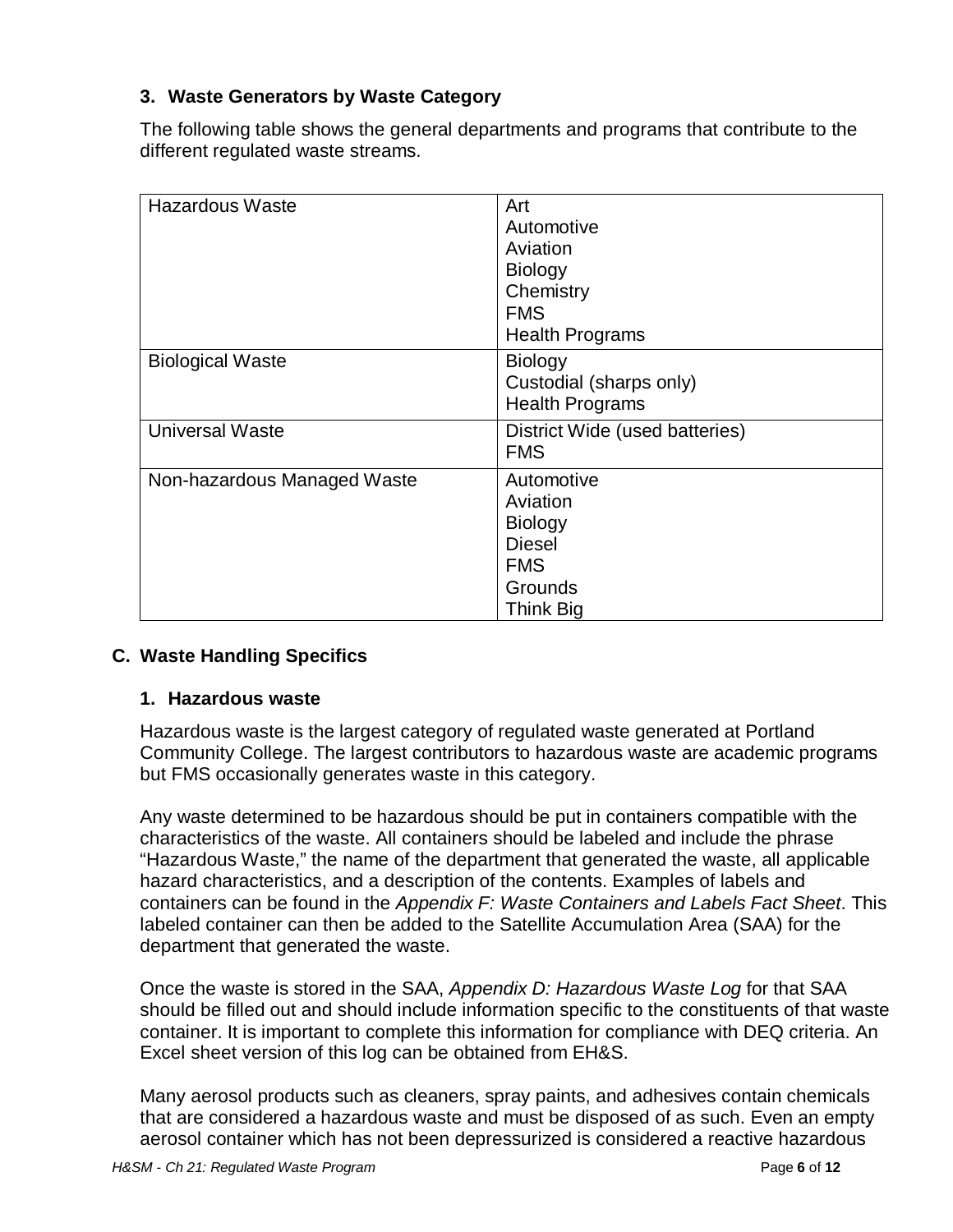### 3. Waste Generators by Waste Category

The following table shows the general departments and programs that contribute to the different regulated waste streams.

| | |
|---|---|
| Hazardous Waste | Art<br>Automotive<br>Aviation<br>Biology<br>Chemistry<br>FMS<br>Health Programs |
| Biological Waste | Biology<br>Custodial (sharps only)<br>Health Programs |
| Universal Waste | District Wide (used batteries)<br>FMS |
| Non-hazardous Managed Waste | Automotive<br>Aviation<br>Biology<br>Diesel<br>FMS<br>Grounds<br>Think Big |

## C. Waste Handling Specifics

### 1. Hazardous waste

Hazardous waste is the largest category of regulated waste generated at Portland Community College. The largest contributors to hazardous waste are academic programs but FMS occasionally generates waste in this category.

Any waste determined to be hazardous should be put in containers compatible with the characteristics of the waste. All containers should be labeled and include the phrase "Hazardous Waste," the name of the department that generated the waste, all applicable hazard characteristics, and a description of the contents. Examples of labels and containers can be found in the *Appendix F: Waste Containers and Labels Fact Sheet*. This labeled container can then be added to the Satellite Accumulation Area (SAA) for the department that generated the waste.

Once the waste is stored in the SAA, *Appendix D: Hazardous Waste Log* for that SAA should be filled out and should include information specific to the constituents of that waste container. It is important to complete this information for compliance with DEQ criteria. An Excel sheet version of this log can be obtained from EH&S.

Many aerosol products such as cleaners, spray paints, and adhesives contain chemicals that are considered a hazardous waste and must be disposed of as such. Even an empty aerosol container which has not been depressurized is considered a reactive hazardous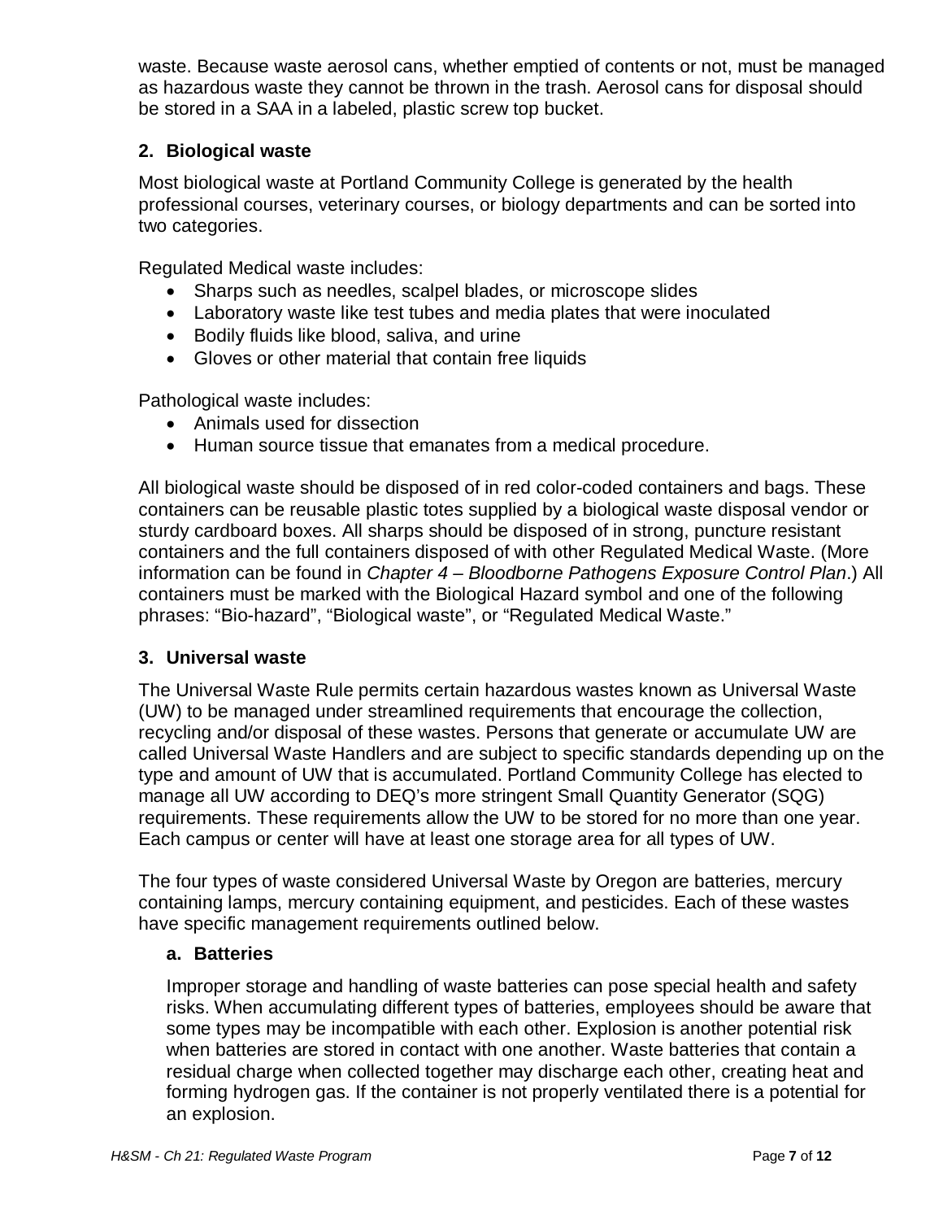waste. Because waste aerosol cans, whether emptied of contents or not, must be managed as hazardous waste they cannot be thrown in the trash. Aerosol cans for disposal should be stored in a SAA in a labeled, plastic screw top bucket.

### 2. Biological waste

Most biological waste at Portland Community College is generated by the health professional courses, veterinary courses, or biology departments and can be sorted into two categories.

Regulated Medical waste includes:

- Sharps such as needles, scalpel blades, or microscope slides
- Laboratory waste like test tubes and media plates that were inoculated
- Bodily fluids like blood, saliva, and urine
- Gloves or other material that contain free liquids

Pathological waste includes:

- Animals used for dissection
- Human source tissue that emanates from a medical procedure.

All biological waste should be disposed of in red color-coded containers and bags. These containers can be reusable plastic totes supplied by a biological waste disposal vendor or sturdy cardboard boxes. All sharps should be disposed of in strong, puncture resistant containers and the full containers disposed of with other Regulated Medical Waste. (More information can be found in *Chapter 4 – Bloodborne Pathogens Exposure Control Plan*.) All containers must be marked with the Biological Hazard symbol and one of the following phrases: "Bio-hazard", "Biological waste", or "Regulated Medical Waste."

### 3. Universal waste

The Universal Waste Rule permits certain hazardous wastes known as Universal Waste (UW) to be managed under streamlined requirements that encourage the collection, recycling and/or disposal of these wastes. Persons that generate or accumulate UW are called Universal Waste Handlers and are subject to specific standards depending up on the type and amount of UW that is accumulated. Portland Community College has elected to manage all UW according to DEQ's more stringent Small Quantity Generator (SQG) requirements. These requirements allow the UW to be stored for no more than one year. Each campus or center will have at least one storage area for all types of UW.

The four types of waste considered Universal Waste by Oregon are batteries, mercury containing lamps, mercury containing equipment, and pesticides. Each of these wastes have specific management requirements outlined below.

#### a. Batteries

Improper storage and handling of waste batteries can pose special health and safety risks. When accumulating different types of batteries, employees should be aware that some types may be incompatible with each other. Explosion is another potential risk when batteries are stored in contact with one another. Waste batteries that contain a residual charge when collected together may discharge each other, creating heat and forming hydrogen gas. If the container is not properly ventilated there is a potential for an explosion.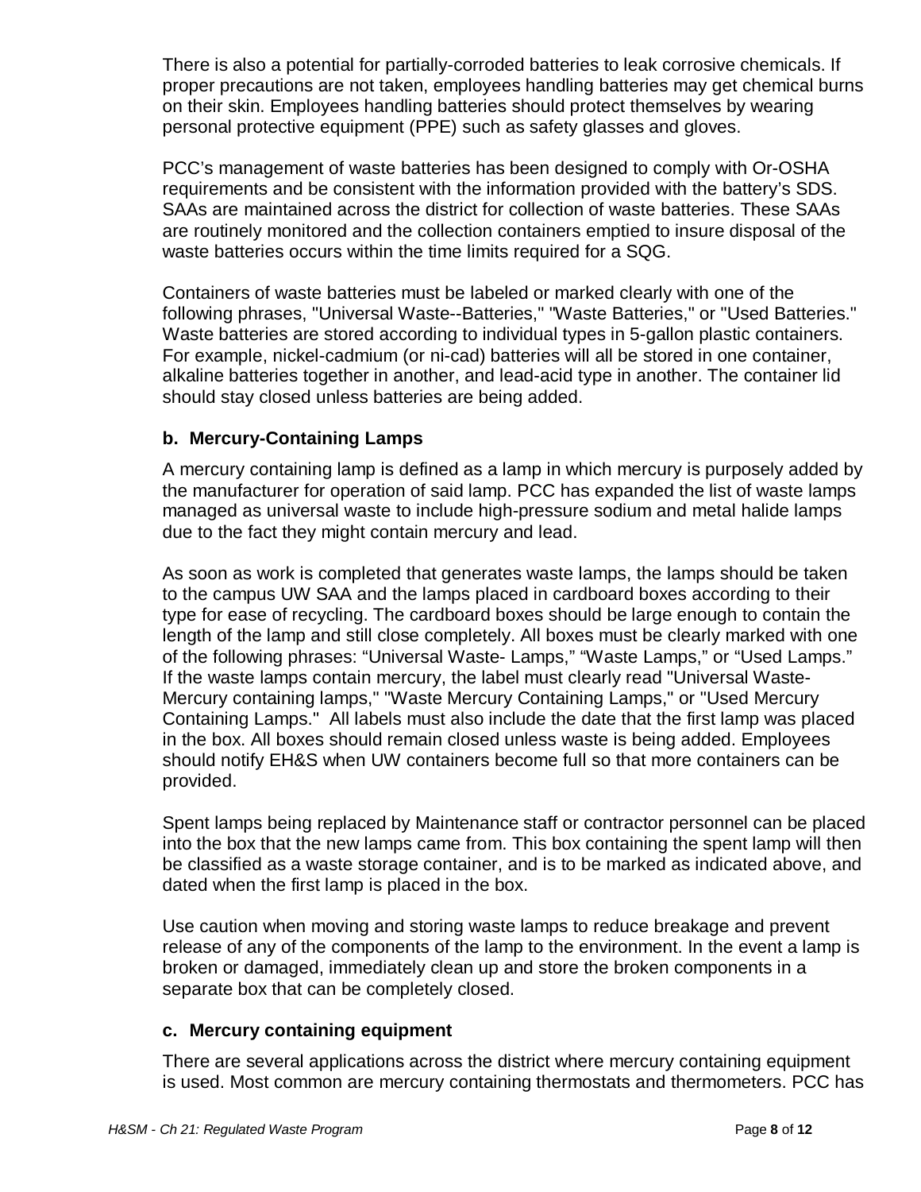There is also a potential for partially-corroded batteries to leak corrosive chemicals. If proper precautions are not taken, employees handling batteries may get chemical burns on their skin. Employees handling batteries should protect themselves by wearing personal protective equipment (PPE) such as safety glasses and gloves.

PCC's management of waste batteries has been designed to comply with Or-OSHA requirements and be consistent with the information provided with the battery's SDS. SAAs are maintained across the district for collection of waste batteries. These SAAs are routinely monitored and the collection containers emptied to insure disposal of the waste batteries occurs within the time limits required for a SQG.

Containers of waste batteries must be labeled or marked clearly with one of the following phrases, "Universal Waste--Batteries," "Waste Batteries," or "Used Batteries." Waste batteries are stored according to individual types in 5-gallon plastic containers. For example, nickel-cadmium (or ni-cad) batteries will all be stored in one container, alkaline batteries together in another, and lead-acid type in another. The container lid should stay closed unless batteries are being added.

### b. Mercury-Containing Lamps

A mercury containing lamp is defined as a lamp in which mercury is purposely added by the manufacturer for operation of said lamp. PCC has expanded the list of waste lamps managed as universal waste to include high-pressure sodium and metal halide lamps due to the fact they might contain mercury and lead.

As soon as work is completed that generates waste lamps, the lamps should be taken to the campus UW SAA and the lamps placed in cardboard boxes according to their type for ease of recycling. The cardboard boxes should be large enough to contain the length of the lamp and still close completely. All boxes must be clearly marked with one of the following phrases: "Universal Waste- Lamps," "Waste Lamps," or "Used Lamps." If the waste lamps contain mercury, the label must clearly read "Universal Waste- Mercury containing lamps," "Waste Mercury Containing Lamps," or "Used Mercury Containing Lamps." All labels must also include the date that the first lamp was placed in the box. All boxes should remain closed unless waste is being added. Employees should notify EH&S when UW containers become full so that more containers can be provided.

Spent lamps being replaced by Maintenance staff or contractor personnel can be placed into the box that the new lamps came from. This box containing the spent lamp will then be classified as a waste storage container, and is to be marked as indicated above, and dated when the first lamp is placed in the box.

Use caution when moving and storing waste lamps to reduce breakage and prevent release of any of the components of the lamp to the environment. In the event a lamp is broken or damaged, immediately clean up and store the broken components in a separate box that can be completely closed.

### c. Mercury containing equipment

There are several applications across the district where mercury containing equipment is used. Most common are mercury containing thermostats and thermometers. PCC has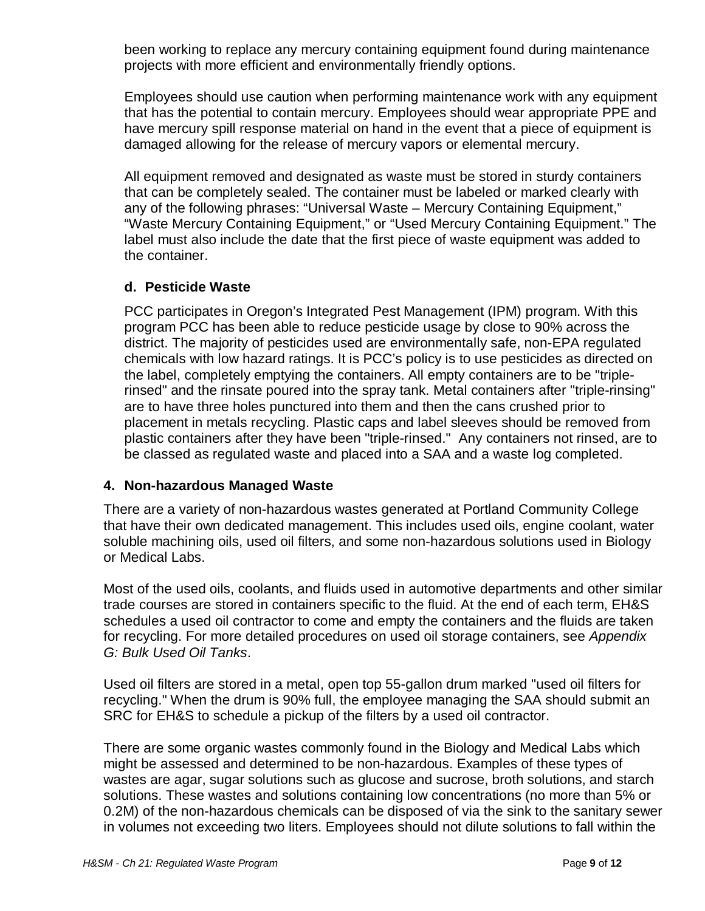been working to replace any mercury containing equipment found during maintenance projects with more efficient and environmentally friendly options.

Employees should use caution when performing maintenance work with any equipment that has the potential to contain mercury. Employees should wear appropriate PPE and have mercury spill response material on hand in the event that a piece of equipment is damaged allowing for the release of mercury vapors or elemental mercury.

All equipment removed and designated as waste must be stored in sturdy containers that can be completely sealed. The container must be labeled or marked clearly with any of the following phrases: "Universal Waste – Mercury Containing Equipment," "Waste Mercury Containing Equipment," or "Used Mercury Containing Equipment." The label must also include the date that the first piece of waste equipment was added to the container.

### d. Pesticide Waste

PCC participates in Oregon's Integrated Pest Management (IPM) program. With this program PCC has been able to reduce pesticide usage by close to 90% across the district. The majority of pesticides used are environmentally safe, non-EPA regulated chemicals with low hazard ratings. It is PCC's policy is to use pesticides as directed on the label, completely emptying the containers. All empty containers are to be "triple-rinsed" and the rinsate poured into the spray tank. Metal containers after "triple-rinsing" are to have three holes punctured into them and then the cans crushed prior to placement in metals recycling. Plastic caps and label sleeves should be removed from plastic containers after they have been "triple-rinsed." Any containers not rinsed, are to be classed as regulated waste and placed into a SAA and a waste log completed.

## 4. Non-hazardous Managed Waste

There are a variety of non-hazardous wastes generated at Portland Community College that have their own dedicated management. This includes used oils, engine coolant, water soluble machining oils, used oil filters, and some non-hazardous solutions used in Biology or Medical Labs.

Most of the used oils, coolants, and fluids used in automotive departments and other similar trade courses are stored in containers specific to the fluid. At the end of each term, EH&S schedules a used oil contractor to come and empty the containers and the fluids are taken for recycling. For more detailed procedures on used oil storage containers, see *Appendix G: Bulk Used Oil Tanks*.

Used oil filters are stored in a metal, open top 55-gallon drum marked "used oil filters for recycling." When the drum is 90% full, the employee managing the SAA should submit an SRC for EH&S to schedule a pickup of the filters by a used oil contractor.

There are some organic wastes commonly found in the Biology and Medical Labs which might be assessed and determined to be non-hazardous. Examples of these types of wastes are agar, sugar solutions such as glucose and sucrose, broth solutions, and starch solutions. These wastes and solutions containing low concentrations (no more than 5% or 0.2M) of the non-hazardous chemicals can be disposed of via the sink to the sanitary sewer in volumes not exceeding two liters. Employees should not dilute solutions to fall within the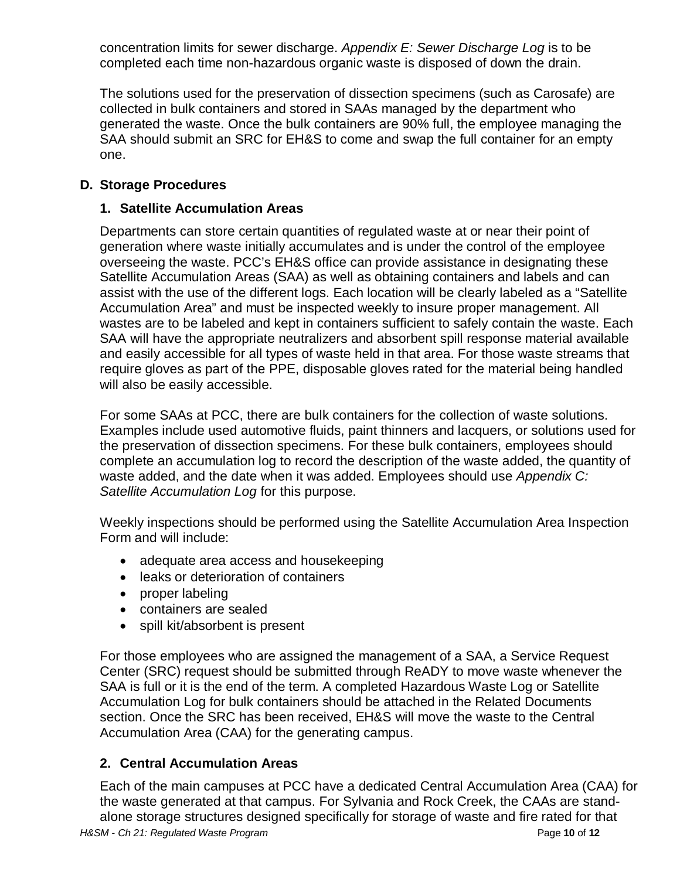concentration limits for sewer discharge. *Appendix E: Sewer Discharge Log* is to be completed each time non-hazardous organic waste is disposed of down the drain.

The solutions used for the preservation of dissection specimens (such as Carosafe) are collected in bulk containers and stored in SAAs managed by the department who generated the waste. Once the bulk containers are 90% full, the employee managing the SAA should submit an SRC for EH&S to come and swap the full container for an empty one.

### D. Storage Procedures

#### 1. Satellite Accumulation Areas

Departments can store certain quantities of regulated waste at or near their point of generation where waste initially accumulates and is under the control of the employee overseeing the waste. PCC's EH&S office can provide assistance in designating these Satellite Accumulation Areas (SAA) as well as obtaining containers and labels and can assist with the use of the different logs. Each location will be clearly labeled as a "Satellite Accumulation Area" and must be inspected weekly to insure proper management. All wastes are to be labeled and kept in containers sufficient to safely contain the waste. Each SAA will have the appropriate neutralizers and absorbent spill response material available and easily accessible for all types of waste held in that area. For those waste streams that require gloves as part of the PPE, disposable gloves rated for the material being handled will also be easily accessible.

For some SAAs at PCC, there are bulk containers for the collection of waste solutions. Examples include used automotive fluids, paint thinners and lacquers, or solutions used for the preservation of dissection specimens. For these bulk containers, employees should complete an accumulation log to record the description of the waste added, the quantity of waste added, and the date when it was added. Employees should use *Appendix C: Satellite Accumulation Log* for this purpose.

Weekly inspections should be performed using the Satellite Accumulation Area Inspection Form and will include:

- adequate area access and housekeeping
- leaks or deterioration of containers
- proper labeling
- containers are sealed
- spill kit/absorbent is present

For those employees who are assigned the management of a SAA, a Service Request Center (SRC) request should be submitted through ReADY to move waste whenever the SAA is full or it is the end of the term. A completed Hazardous Waste Log or Satellite Accumulation Log for bulk containers should be attached in the Related Documents section. Once the SRC has been received, EH&S will move the waste to the Central Accumulation Area (CAA) for the generating campus.

#### 2. Central Accumulation Areas

Each of the main campuses at PCC have a dedicated Central Accumulation Area (CAA) for the waste generated at that campus. For Sylvania and Rock Creek, the CAAs are stand-alone storage structures designed specifically for storage of waste and fire rated for that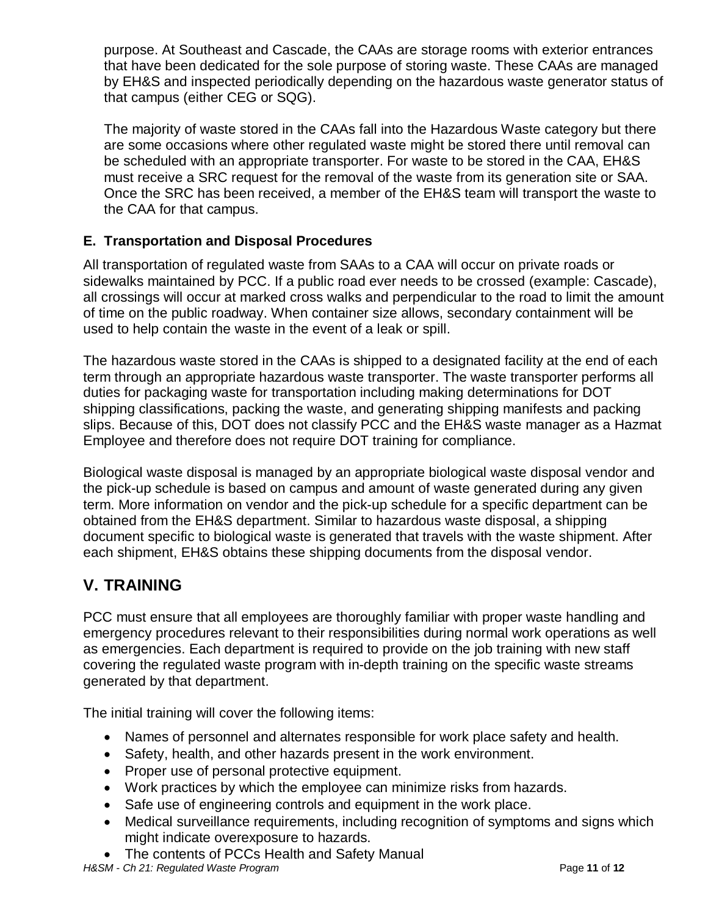purpose. At Southeast and Cascade, the CAAs are storage rooms with exterior entrances that have been dedicated for the sole purpose of storing waste. These CAAs are managed by EH&S and inspected periodically depending on the hazardous waste generator status of that campus (either CEG or SQG).

The majority of waste stored in the CAAs fall into the Hazardous Waste category but there are some occasions where other regulated waste might be stored there until removal can be scheduled with an appropriate transporter. For waste to be stored in the CAA, EH&S must receive a SRC request for the removal of the waste from its generation site or SAA. Once the SRC has been received, a member of the EH&S team will transport the waste to the CAA for that campus.

### E. Transportation and Disposal Procedures

All transportation of regulated waste from SAAs to a CAA will occur on private roads or sidewalks maintained by PCC. If a public road ever needs to be crossed (example: Cascade), all crossings will occur at marked cross walks and perpendicular to the road to limit the amount of time on the public roadway. When container size allows, secondary containment will be used to help contain the waste in the event of a leak or spill.

The hazardous waste stored in the CAAs is shipped to a designated facility at the end of each term through an appropriate hazardous waste transporter. The waste transporter performs all duties for packaging waste for transportation including making determinations for DOT shipping classifications, packing the waste, and generating shipping manifests and packing slips. Because of this, DOT does not classify PCC and the EH&S waste manager as a Hazmat Employee and therefore does not require DOT training for compliance.

Biological waste disposal is managed by an appropriate biological waste disposal vendor and the pick-up schedule is based on campus and amount of waste generated during any given term. More information on vendor and the pick-up schedule for a specific department can be obtained from the EH&S department. Similar to hazardous waste disposal, a shipping document specific to biological waste is generated that travels with the waste shipment. After each shipment, EH&S obtains these shipping documents from the disposal vendor.

## V. TRAINING

PCC must ensure that all employees are thoroughly familiar with proper waste handling and emergency procedures relevant to their responsibilities during normal work operations as well as emergencies. Each department is required to provide on the job training with new staff covering the regulated waste program with in-depth training on the specific waste streams generated by that department.

The initial training will cover the following items:

- Names of personnel and alternates responsible for work place safety and health.
- Safety, health, and other hazards present in the work environment.
- Proper use of personal protective equipment.
- Work practices by which the employee can minimize risks from hazards.
- Safe use of engineering controls and equipment in the work place.
- Medical surveillance requirements, including recognition of symptoms and signs which might indicate overexposure to hazards.
- The contents of PCCs Health and Safety Manual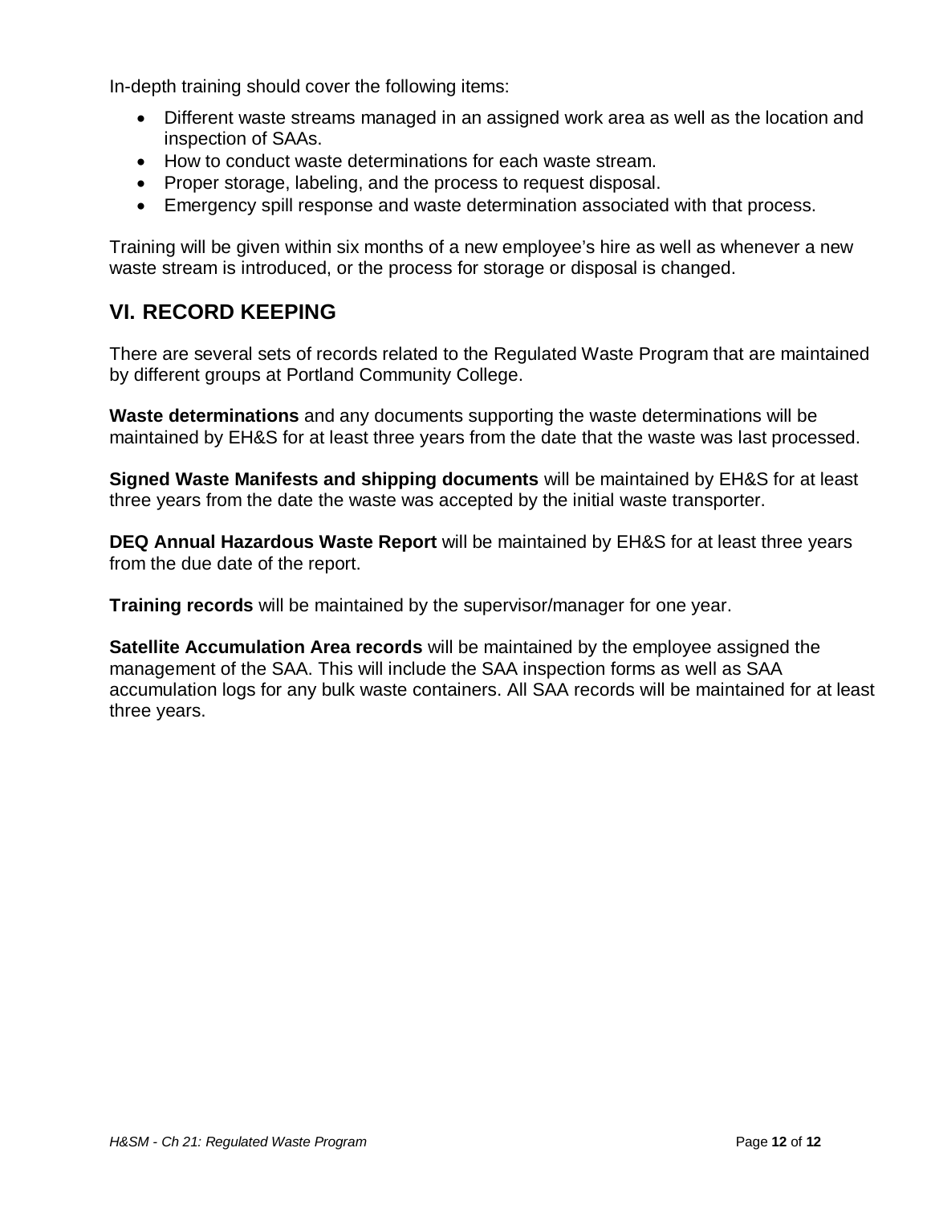In-depth training should cover the following items:

- Different waste streams managed in an assigned work area as well as the location and inspection of SAAs.
- How to conduct waste determinations for each waste stream.
- Proper storage, labeling, and the process to request disposal.
- Emergency spill response and waste determination associated with that process.

Training will be given within six months of a new employee's hire as well as whenever a new waste stream is introduced, or the process for storage or disposal is changed.

## VI. RECORD KEEPING

There are several sets of records related to the Regulated Waste Program that are maintained by different groups at Portland Community College.

**Waste determinations** and any documents supporting the waste determinations will be maintained by EH&S for at least three years from the date that the waste was last processed.

**Signed Waste Manifests and shipping documents** will be maintained by EH&S for at least three years from the date the waste was accepted by the initial waste transporter.

**DEQ Annual Hazardous Waste Report** will be maintained by EH&S for at least three years from the due date of the report.

**Training records** will be maintained by the supervisor/manager for one year.

**Satellite Accumulation Area records** will be maintained by the employee assigned the management of the SAA. This will include the SAA inspection forms as well as SAA accumulation logs for any bulk waste containers. All SAA records will be maintained for at least three years.